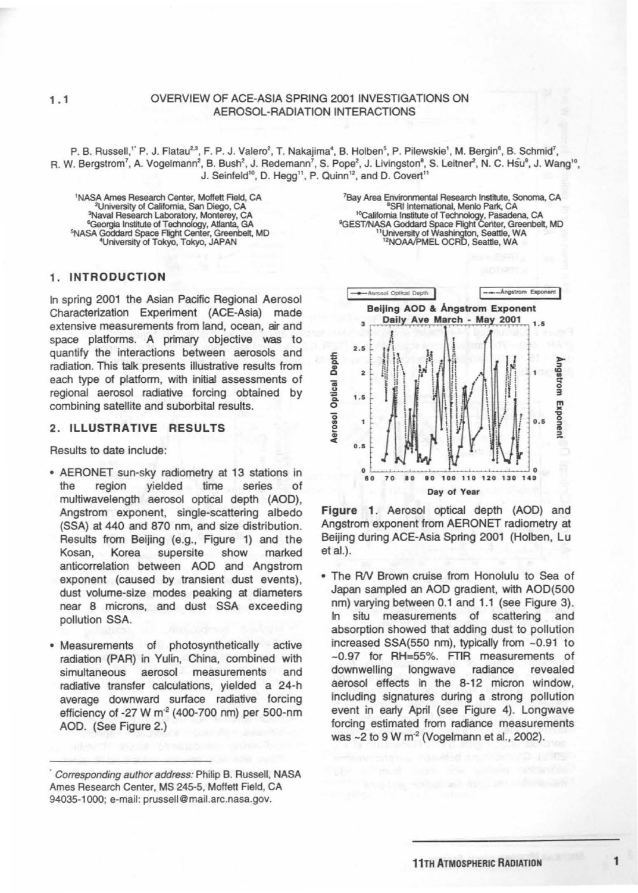# 1.1 OVERVIEW OF ACE-ASIA SPRING 2001 INVESTIGATIONS ON AEROSOL-RADIATION INTERACTIONS

P. B. Russell,[1*] P. J. Flatau[2,3], F. P. J. Valero[2], T. Nakajima[4], B. Holben[5], P. Pilewskie[1], M. Bergin[6], B. Schmid[7], R. W. Bergstrom[7], A. Vogelmann[2], B. Bush[2], J. Redemann[7], S. Pope[2], J. Livingston[8], S. Leitner[2], N. C. Hsu[9], J. Wang[10], J. Seinfeld[10], D. Hegg[11], P. Quinn[12], and D. Covert[11]

[1]NASA Ames Research Center, Moffett Field, CA
[2]University of California, San Diego, CA
[3]Naval Research Laboratory, Monterey, CA
[6]Georgia Institute of Technology, Atlanta, GA
[5]NASA Goddard Space Flight Center, Greenbelt, MD
[4]University of Tokyo, Tokyo, JAPAN
[7]Bay Area Environmental Research Institute, Sonoma, CA
[8]SRI International, Menlo Park, CA
[10]California Institute of Technology, Pasadena, CA
[9]GEST/NASA Goddard Space Flight Center, Greenbelt, MD
[11]University of Washington, Seattle, WA
[12]NOAA/PMEL OCRD, Seattle, WA

## 1. INTRODUCTION

In spring 2001 the Asian Pacific Regional Aerosol Characterization Experiment (ACE-Asia) made extensive measurements from land, ocean, air and space platforms. A primary objective was to quantify the interactions between aerosols and radiation. This talk presents illustrative results from each type of platform, with initial assessments of regional aerosol radiative forcing obtained by combining satellite and suborbital results.

## 2. ILLUSTRATIVE RESULTS

Results to date include:

- AERONET sun-sky radiometry at 13 stations in the region yielded time series of multiwavelength aerosol optical depth (AOD), Angstrom exponent, single-scattering albedo (SSA) at 440 and 870 nm, and size distribution. Results from Beijing (e.g., Figure 1) and the Kosan, Korea supersite show marked anticorrelation between AOD and Angstrom exponent (caused by transient dust events), dust volume-size modes peaking at diameters near 8 microns, and dust SSA exceeding pollution SSA.

- Measurements of photosynthetically active radiation (PAR) in Yulin, China, combined with simultaneous aerosol measurements and radiative transfer calculations, yielded a 24-h average downward surface radiative forcing efficiency of -27 W m$^{-2}$ (400-700 nm) per 500-nm AOD. (See Figure 2.)

**Figure 1.** Aerosol optical depth (AOD) and Angstrom exponent from AERONET radiometry at Beijing during ACE-Asia Spring 2001 (Holben, Lu et al.).

- The R/V Brown cruise from Honolulu to Sea of Japan sampled an AOD gradient, with AOD(500 nm) varying between 0.1 and 1.1 (see Figure 3). In situ measurements of scattering and absorption showed that adding dust to pollution increased SSA(550 nm), typically from ~0.91 to ~0.97 for RH=55%. FTIR measurements of downwelling longwave radiance revealed aerosol effects in the 8-12 micron window, including signatures during a strong pollution event in early April (see Figure 4). Longwave forcing estimated from radiance measurements was ~2 to 9 W m$^{-2}$ (Vogelmann et al., 2002).

---

*Corresponding author address:* Philip B. Russell, NASA Ames Research Center, MS 245-5, Moffett Field, CA 94035-1000; e-mail: prussell@mail.arc.nasa.gov.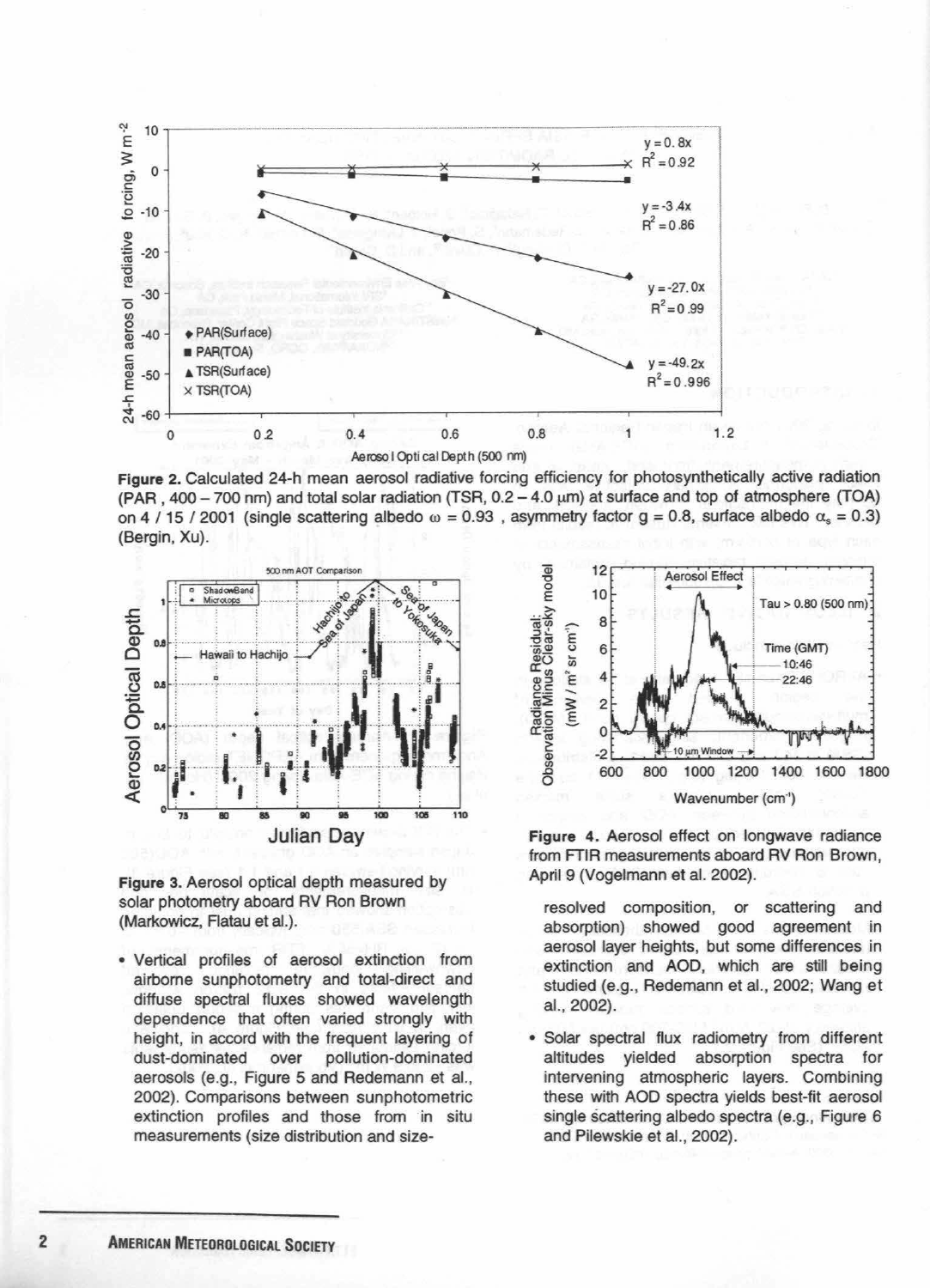Figure 2. Calculated 24-h mean aerosol radiative forcing efficiency for photosynthetically active radiation (PAR , 400 – 700 nm) and total solar radiation (TSR, 0.2 – 4.0 μm) at surface and top of atmosphere (TOA) on 4 / 15 / 2001 (single scattering albedo ω = 0.93 , asymmetry factor g = 0.8, surface albedo $\alpha_s$ = 0.3) (Bergin, Xu).

Figure 3. Aerosol optical depth measured by solar photometry aboard RV Ron Brown (Markowicz, Flatau et al.).

Figure 4. Aerosol effect on longwave radiance from FTIR measurements aboard RV Ron Brown, April 9 (Vogelmann et al. 2002).

- Vertical profiles of aerosol extinction from airborne sunphotometry and total-direct and diffuse spectral fluxes showed wavelength dependence that often varied strongly with height, in accord with the frequent layering of dust-dominated over pollution-dominated aerosols (e.g., Figure 5 and Redemann et al., 2002). Comparisons between sunphotometric extinction profiles and those from in situ measurements (size distribution and size-resolved composition, or scattering and absorption) showed good agreement in aerosol layer heights, but some differences in extinction and AOD, which are still being studied (e.g., Redemann et al., 2002; Wang et al., 2002).

- Solar spectral flux radiometry from different altitudes yielded absorption spectra for intervening atmospheric layers. Combining these with AOD spectra yields best-fit aerosol single scattering albedo spectra (e.g., Figure 6 and Pilewskie et al., 2002).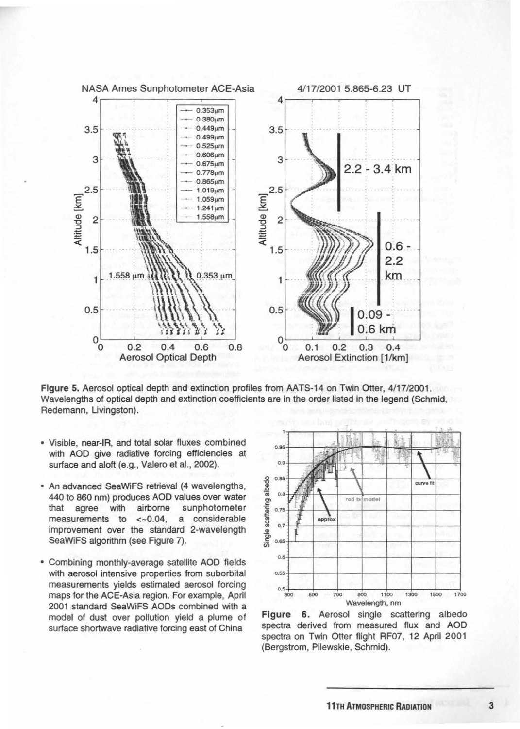Figure 5. Aerosol optical depth and extinction profiles from AATS-14 on Twin Otter, 4/17/2001. Wavelengths of optical depth and extinction coefficients are in the order listed in the legend (Schmid, Redemann, Livingston).

- Visible, near-IR, and total solar fluxes combined with AOD give radiative forcing efficiencies at surface and aloft (e.g., Valero et al., 2002).
- An advanced SeaWiFS retrieval (4 wavelengths, 440 to 860 nm) produces AOD values over water that agree with airborne sunphotometer measurements to <~0.04, a considerable improvement over the standard 2-wavelength SeaWiFS algorithm (see Figure 7).
- Combining monthly-average satellite AOD fields with aerosol intensive properties from suborbital measurements yields estimated aerosol forcing maps for the ACE-Asia region. For example, April 2001 standard SeaWiFS AODs combined with a model of dust over pollution yield a plume of surface shortwave radiative forcing east of China

Figure 6. Aerosol single scattering albedo spectra derived from measured flux and AOD spectra on Twin Otter flight RF07, 12 April 2001 (Bergstrom, Pilewskie, Schmid).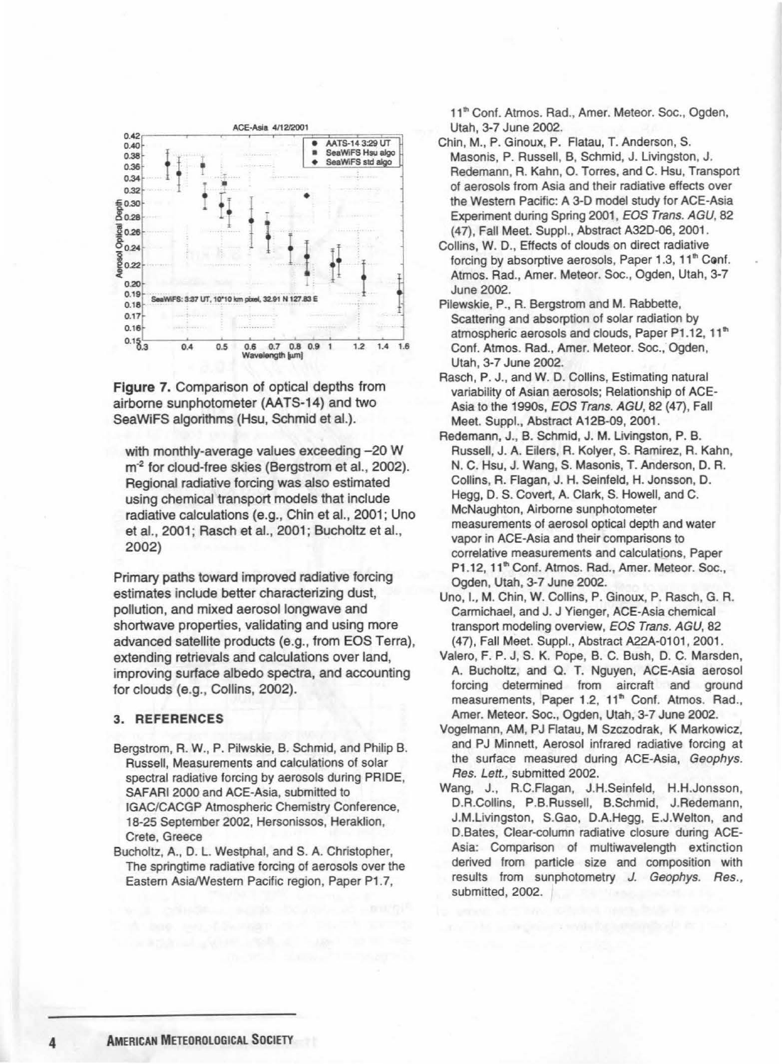ACE-Asia 4/12/2001

Aerosol Optical Depth

0.42
0.40
0.38
0.36
0.34
0.32
0.30
0.28
0.26
0.24
0.22
0.20
0.19
0.18
0.17
0.16
0.15

0.3 0.4 0.5 0.6 0.7 0.8 0.9 1 1.2 1.4 1.6

Wavelength [µm]

● AATS-14 3:29 UT
■ SeaWiFS Hsu algo
◆ SeaWiFS std algo

SeaWiFS: 3:37 UT, 10*10 km pixel, 32.91 N 127.83 E

**Figure 7.** Comparison of optical depths from airborne sunphotometer (AATS-14) and two SeaWiFS algorithms (Hsu, Schmid et al.).

with monthly-average values exceeding –20 W m$^{-2}$ for cloud-free skies (Bergstrom et al., 2002). Regional radiative forcing was also estimated using chemical transport models that include radiative calculations (e.g., Chin et al., 2001; Uno et al., 2001; Rasch et al., 2001; Bucholtz et al., 2002)

Primary paths toward improved radiative forcing estimates include better characterizing dust, pollution, and mixed aerosol longwave and shortwave properties, validating and using more advanced satellite products (e.g., from EOS Terra), extending retrievals and calculations over land, improving surface albedo spectra, and accounting for clouds (e.g., Collins, 2002).

## 3. REFERENCES

Bergstrom, R. W., P. Pilwskie, B. Schmid, and Philip B. Russell, Measurements and calculations of solar spectral radiative forcing by aerosols during PRIDE, SAFARI 2000 and ACE-Asia, submitted to IGAC/CACGP Atmospheric Chemistry Conference, 18-25 September 2002, Hersonissos, Heraklion, Crete, Greece

Bucholtz, A., D. L. Westphal, and S. A. Christopher, The springtime radiative forcing of aerosols over the Eastern Asia/Western Pacific region, Paper P1.7, 11th Conf. Atmos. Rad., Amer. Meteor. Soc., Ogden, Utah, 3-7 June 2002.

Chin, M., P. Ginoux, P. Flatau, T. Anderson, S. Masonis, P. Russell, B, Schmid, J. Livingston, J. Redemann, R. Kahn, O. Torres, and C. Hsu, Transport of aerosols from Asia and their radiative effects over the Western Pacific: A 3-D model study for ACE-Asia Experiment during Spring 2001, *EOS Trans. AGU*, 82 (47), Fall Meet. Suppl., Abstract A32D-06, 2001.

Collins, W. D., Effects of clouds on direct radiative forcing by absorptive aerosols, Paper 1.3, 11th Conf. Atmos. Rad., Amer. Meteor. Soc., Ogden, Utah, 3-7 June 2002.

Pilewskie, P., R. Bergstrom and M. Rabbette, Scattering and absorption of solar radiation by atmospheric aerosols and clouds, Paper P1.12, 11th Conf. Atmos. Rad., Amer. Meteor. Soc., Ogden, Utah, 3-7 June 2002.

Rasch, P. J., and W. D. Collins, Estimating natural variability of Asian aerosols; Relationship of ACE-Asia to the 1990s, *EOS Trans. AGU*, 82 (47), Fall Meet. Suppl., Abstract A12B-09, 2001.

Redemann, J., B. Schmid, J. M. Livingston, P. B. Russell, J. A. Eilers, R. Kolyer, S. Ramirez, R. Kahn, N. C. Hsu, J. Wang, S. Masonis, T. Anderson, D. R. Collins, R. Flagan, J. H. Seinfeld, H. Jonsson, D. Hegg, D. S. Covert, A. Clark, S. Howell, and C. McNaughton, Airborne sunphotometer measurements of aerosol optical depth and water vapor in ACE-Asia and their comparisons to correlative measurements and calculations, Paper P1.12, 11th Conf. Atmos. Rad., Amer. Meteor. Soc., Ogden, Utah, 3-7 June 2002.

Uno, I., M. Chin, W. Collins, P. Ginoux, P. Rasch, G. R. Carmichael, and J. J Yienger, ACE-Asia chemical transport modeling overview, *EOS Trans. AGU*, 82 (47), Fall Meet. Suppl., Abstract A22A-0101, 2001.

Valero, F. P. J, S. K. Pope, B. C. Bush, D. C. Marsden, A. Bucholtz, and Q. T. Nguyen, ACE-Asia aerosol forcing determined from aircraft and ground measurements, Paper 1.2, 11th Conf. Atmos. Rad., Amer. Meteor. Soc., Ogden, Utah, 3-7 June 2002.

Vogelmann, AM, PJ Flatau, M Szczodrak, K Markowicz, and PJ Minnett, Aerosol infrared radiative forcing at the surface measured during ACE-Asia, *Geophys. Res. Lett.*, submitted 2002.

Wang, J., R.C.Flagan, J.H.Seinfeld, H.H.Jonsson, D.R.Collins, P.B.Russell, B.Schmid, J.Redemann, J.M.Livingston, S.Gao, D.A.Hegg, E.J.Welton, and D.Bates, Clear-column radiative closure during ACE-Asia: Comparison of multiwavelength extinction derived from particle size and composition with results from sunphotometry *J. Geophys. Res.*, submitted, 2002.